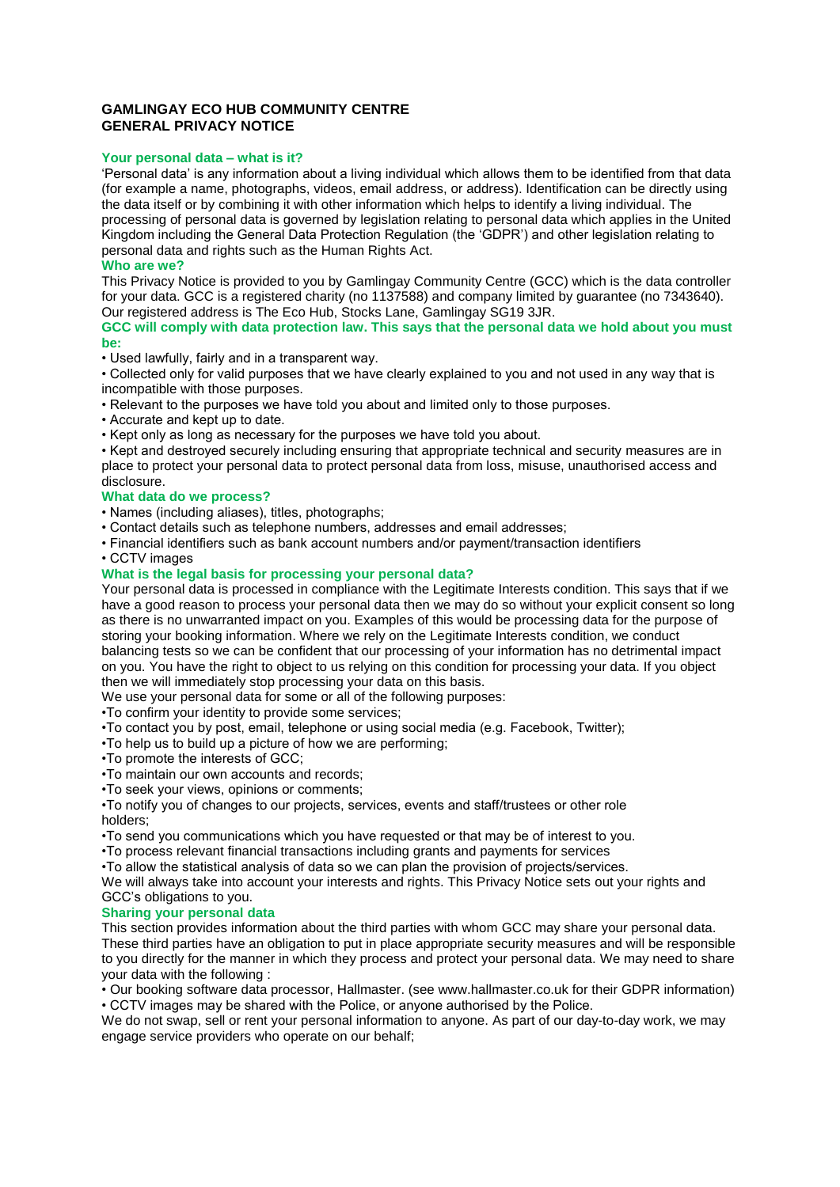# GAMLINGAY ECO HUB COMMUNITY CENTRE
# GENERAL PRIVACY NOTICE

## Your personal data – what is it?

'Personal data' is any information about a living individual which allows them to be identified from that data (for example a name, photographs, videos, email address, or address). Identification can be directly using the data itself or by combining it with other information which helps to identify a living individual. The processing of personal data is governed by legislation relating to personal data which applies in the United Kingdom including the General Data Protection Regulation (the 'GDPR') and other legislation relating to personal data and rights such as the Human Rights Act.

## Who are we?

This Privacy Notice is provided to you by Gamlingay Community Centre (GCC) which is the data controller for your data. GCC is a registered charity (no 1137588) and company limited by guarantee (no 7343640). Our registered address is The Eco Hub, Stocks Lane, Gamlingay SG19 3JR.

## GCC will comply with data protection law. This says that the personal data we hold about you must be:

- Used lawfully, fairly and in a transparent way.
- Collected only for valid purposes that we have clearly explained to you and not used in any way that is incompatible with those purposes.
- Relevant to the purposes we have told you about and limited only to those purposes.
- Accurate and kept up to date.
- Kept only as long as necessary for the purposes we have told you about.
- Kept and destroyed securely including ensuring that appropriate technical and security measures are in place to protect your personal data to protect personal data from loss, misuse, unauthorised access and disclosure.

## What data do we process?

- Names (including aliases), titles, photographs;
- Contact details such as telephone numbers, addresses and email addresses;
- Financial identifiers such as bank account numbers and/or payment/transaction identifiers
- CCTV images

## What is the legal basis for processing your personal data?

Your personal data is processed in compliance with the Legitimate Interests condition. This says that if we have a good reason to process your personal data then we may do so without your explicit consent so long as there is no unwarranted impact on you. Examples of this would be processing data for the purpose of storing your booking information. Where we rely on the Legitimate Interests condition, we conduct balancing tests so we can be confident that our processing of your information has no detrimental impact on you. You have the right to object to us relying on this condition for processing your data. If you object then we will immediately stop processing your data on this basis.

We use your personal data for some or all of the following purposes:

- To confirm your identity to provide some services;
- To contact you by post, email, telephone or using social media (e.g. Facebook, Twitter);
- To help us to build up a picture of how we are performing;
- To promote the interests of GCC;
- To maintain our own accounts and records;
- To seek your views, opinions or comments;
- To notify you of changes to our projects, services, events and staff/trustees or other role holders;
- To send you communications which you have requested or that may be of interest to you.
- To process relevant financial transactions including grants and payments for services
- To allow the statistical analysis of data so we can plan the provision of projects/services.

We will always take into account your interests and rights. This Privacy Notice sets out your rights and GCC's obligations to you.

## Sharing your personal data

This section provides information about the third parties with whom GCC may share your personal data. These third parties have an obligation to put in place appropriate security measures and will be responsible to you directly for the manner in which they process and protect your personal data. We may need to share your data with the following :

- Our booking software data processor, Hallmaster. (see www.hallmaster.co.uk for their GDPR information)
- CCTV images may be shared with the Police, or anyone authorised by the Police.

We do not swap, sell or rent your personal information to anyone. As part of our day-to-day work, we may engage service providers who operate on our behalf;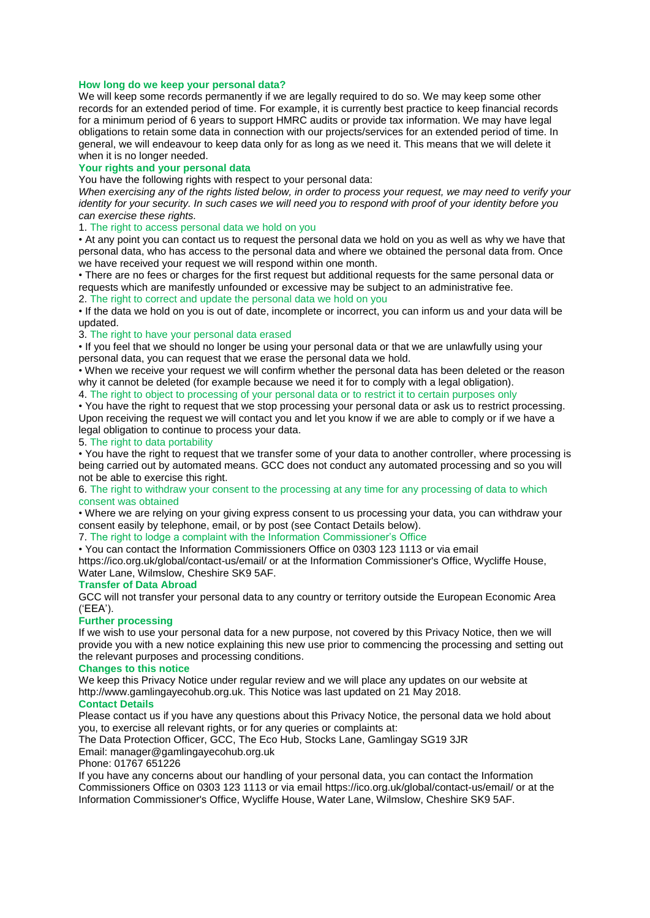## How long do we keep your personal data?

We will keep some records permanently if we are legally required to do so. We may keep some other records for an extended period of time. For example, it is currently best practice to keep financial records for a minimum period of 6 years to support HMRC audits or provide tax information. We may have legal obligations to retain some data in connection with our projects/services for an extended period of time. In general, we will endeavour to keep data only for as long as we need it. This means that we will delete it when it is no longer needed.

## Your rights and your personal data

You have the following rights with respect to your personal data:

*When exercising any of the rights listed below, in order to process your request, we may need to verify your identity for your security. In such cases we will need you to respond with proof of your identity before you can exercise these rights.*

1. The right to access personal data we hold on you

- At any point you can contact us to request the personal data we hold on you as well as why we have that personal data, who has access to the personal data and where we obtained the personal data from. Once we have received your request we will respond within one month.
- There are no fees or charges for the first request but additional requests for the same personal data or requests which are manifestly unfounded or excessive may be subject to an administrative fee.

2. The right to correct and update the personal data we hold on you

- If the data we hold on you is out of date, incomplete or incorrect, you can inform us and your data will be updated.

3. The right to have your personal data erased

- If you feel that we should no longer be using your personal data or that we are unlawfully using your personal data, you can request that we erase the personal data we hold.
- When we receive your request we will confirm whether the personal data has been deleted or the reason why it cannot be deleted (for example because we need it for to comply with a legal obligation).

4. The right to object to processing of your personal data or to restrict it to certain purposes only

- You have the right to request that we stop processing your personal data or ask us to restrict processing. Upon receiving the request we will contact you and let you know if we are able to comply or if we have a legal obligation to continue to process your data.

5. The right to data portability

- You have the right to request that we transfer some of your data to another controller, where processing is being carried out by automated means. GCC does not conduct any automated processing and so you will not be able to exercise this right.

6. The right to withdraw your consent to the processing at any time for any processing of data to which consent was obtained

- Where we are relying on your giving express consent to us processing your data, you can withdraw your consent easily by telephone, email, or by post (see Contact Details below).

7. The right to lodge a complaint with the Information Commissioner's Office

- You can contact the Information Commissioners Office on 0303 123 1113 or via email https://ico.org.uk/global/contact-us/email/ or at the Information Commissioner's Office, Wycliffe House, Water Lane, Wilmslow, Cheshire SK9 5AF.

## Transfer of Data Abroad

GCC will not transfer your personal data to any country or territory outside the European Economic Area ('EEA').

## Further processing

If we wish to use your personal data for a new purpose, not covered by this Privacy Notice, then we will provide you with a new notice explaining this new use prior to commencing the processing and setting out the relevant purposes and processing conditions.

## Changes to this notice

We keep this Privacy Notice under regular review and we will place any updates on our website at http://www.gamlingayecohub.org.uk. This Notice was last updated on 21 May 2018.

## Contact Details

Please contact us if you have any questions about this Privacy Notice, the personal data we hold about you, to exercise all relevant rights, or for any queries or complaints at:

The Data Protection Officer, GCC, The Eco Hub, Stocks Lane, Gamlingay SG19 3JR

Email: manager@gamlingayecohub.org.uk

Phone: 01767 651226

If you have any concerns about our handling of your personal data, you can contact the Information Commissioners Office on 0303 123 1113 or via email https://ico.org.uk/global/contact-us/email/ or at the Information Commissioner's Office, Wycliffe House, Water Lane, Wilmslow, Cheshire SK9 5AF.